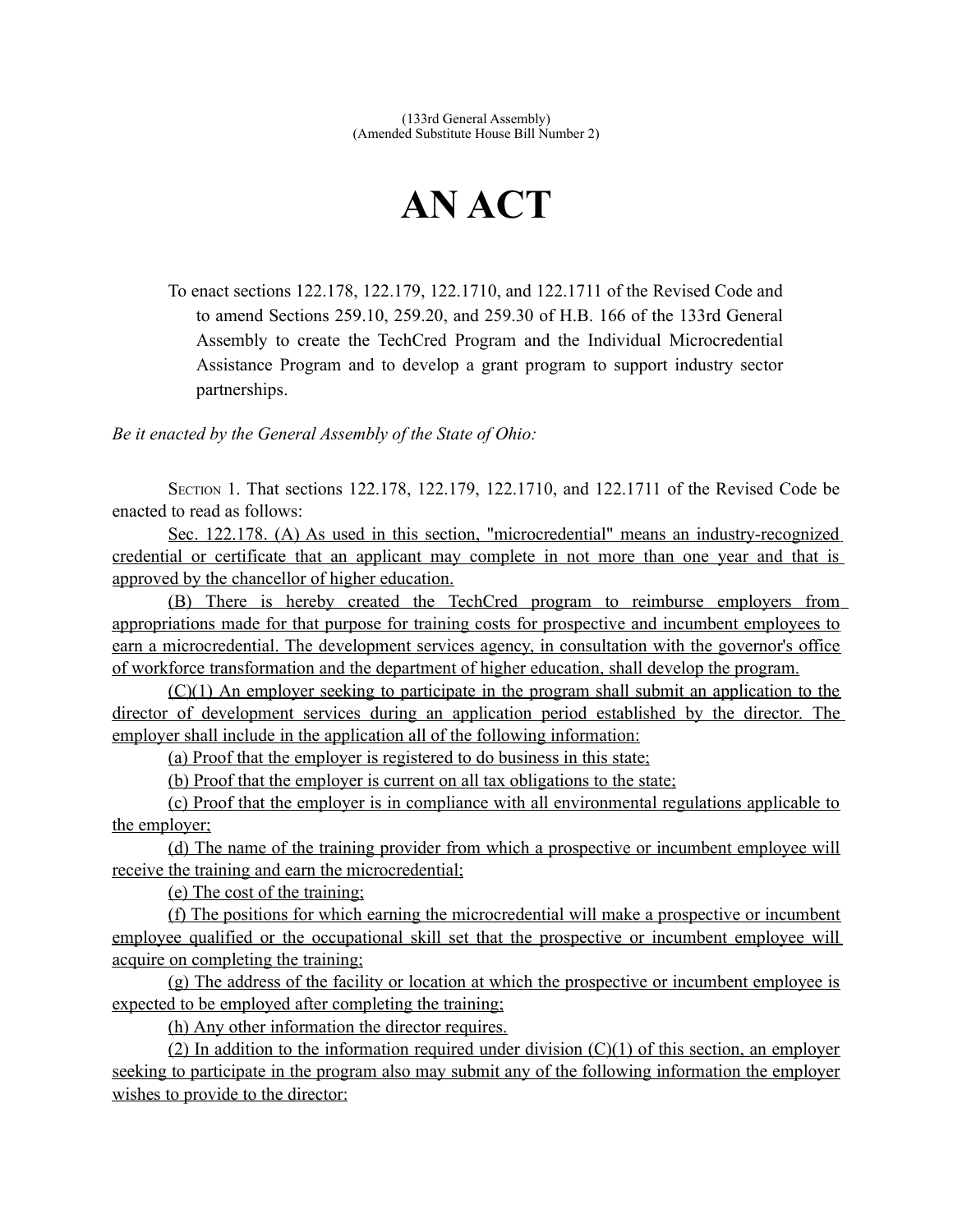(133rd General Assembly)
(Amended Substitute House Bill Number 2)

# AN ACT

To enact sections 122.178, 122.179, 122.1710, and 122.1711 of the Revised Code and to amend Sections 259.10, 259.20, and 259.30 of H.B. 166 of the 133rd General Assembly to create the TechCred Program and the Individual Microcredential Assistance Program and to develop a grant program to support industry sector partnerships.

*Be it enacted by the General Assembly of the State of Ohio:*

SECTION 1. That sections 122.178, 122.179, 122.1710, and 122.1711 of the Revised Code be enacted to read as follows:

Sec. 122.178. (A) As used in this section, "microcredential" means an industry-recognized credential or certificate that an applicant may complete in not more than one year and that is approved by the chancellor of higher education.

(B) There is hereby created the TechCred program to reimburse employers from appropriations made for that purpose for training costs for prospective and incumbent employees to earn a microcredential. The development services agency, in consultation with the governor's office of workforce transformation and the department of higher education, shall develop the program.

(C)(1) An employer seeking to participate in the program shall submit an application to the director of development services during an application period established by the director. The employer shall include in the application all of the following information:

(a) Proof that the employer is registered to do business in this state;

(b) Proof that the employer is current on all tax obligations to the state;

(c) Proof that the employer is in compliance with all environmental regulations applicable to the employer;

(d) The name of the training provider from which a prospective or incumbent employee will receive the training and earn the microcredential;

(e) The cost of the training;

(f) The positions for which earning the microcredential will make a prospective or incumbent employee qualified or the occupational skill set that the prospective or incumbent employee will acquire on completing the training;

(g) The address of the facility or location at which the prospective or incumbent employee is expected to be employed after completing the training;

(h) Any other information the director requires.

(2) In addition to the information required under division (C)(1) of this section, an employer seeking to participate in the program also may submit any of the following information the employer wishes to provide to the director: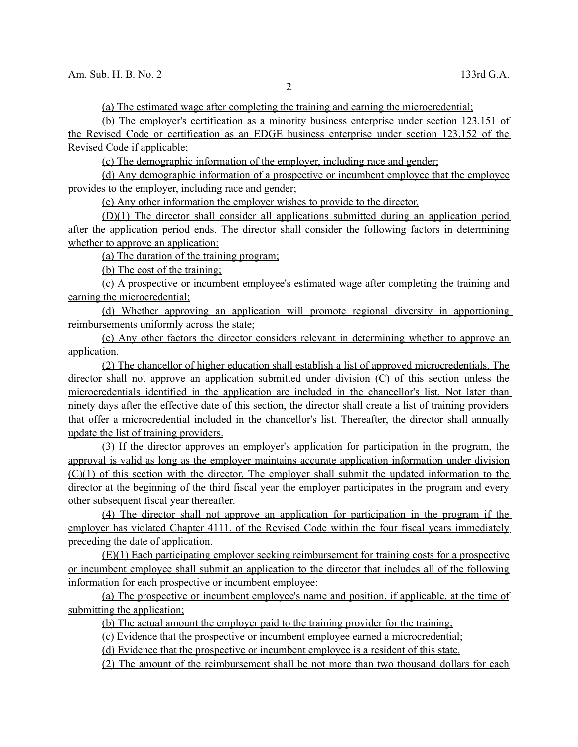(a) The estimated wage after completing the training and earning the microcredential;

(b) The employer's certification as a minority business enterprise under section 123.151 of the Revised Code or certification as an EDGE business enterprise under section 123.152 of the Revised Code if applicable;

(c) The demographic information of the employer, including race and gender;

(d) Any demographic information of a prospective or incumbent employee that the employee provides to the employer, including race and gender;

(e) Any other information the employer wishes to provide to the director.

(D)(1) The director shall consider all applications submitted during an application period after the application period ends. The director shall consider the following factors in determining whether to approve an application:

(a) The duration of the training program;

(b) The cost of the training;

(c) A prospective or incumbent employee's estimated wage after completing the training and earning the microcredential;

(d) Whether approving an application will promote regional diversity in apportioning reimbursements uniformly across the state;

(e) Any other factors the director considers relevant in determining whether to approve an application.

(2) The chancellor of higher education shall establish a list of approved microcredentials. The director shall not approve an application submitted under division (C) of this section unless the microcredentials identified in the application are included in the chancellor's list. Not later than ninety days after the effective date of this section, the director shall create a list of training providers that offer a microcredential included in the chancellor's list. Thereafter, the director shall annually update the list of training providers.

(3) If the director approves an employer's application for participation in the program, the approval is valid as long as the employer maintains accurate application information under division (C)(1) of this section with the director. The employer shall submit the updated information to the director at the beginning of the third fiscal year the employer participates in the program and every other subsequent fiscal year thereafter.

(4) The director shall not approve an application for participation in the program if the employer has violated Chapter 4111. of the Revised Code within the four fiscal years immediately preceding the date of application.

(E)(1) Each participating employer seeking reimbursement for training costs for a prospective or incumbent employee shall submit an application to the director that includes all of the following information for each prospective or incumbent employee:

(a) The prospective or incumbent employee's name and position, if applicable, at the time of submitting the application;

(b) The actual amount the employer paid to the training provider for the training;

(c) Evidence that the prospective or incumbent employee earned a microcredential;

(d) Evidence that the prospective or incumbent employee is a resident of this state.

(2) The amount of the reimbursement shall be not more than two thousand dollars for each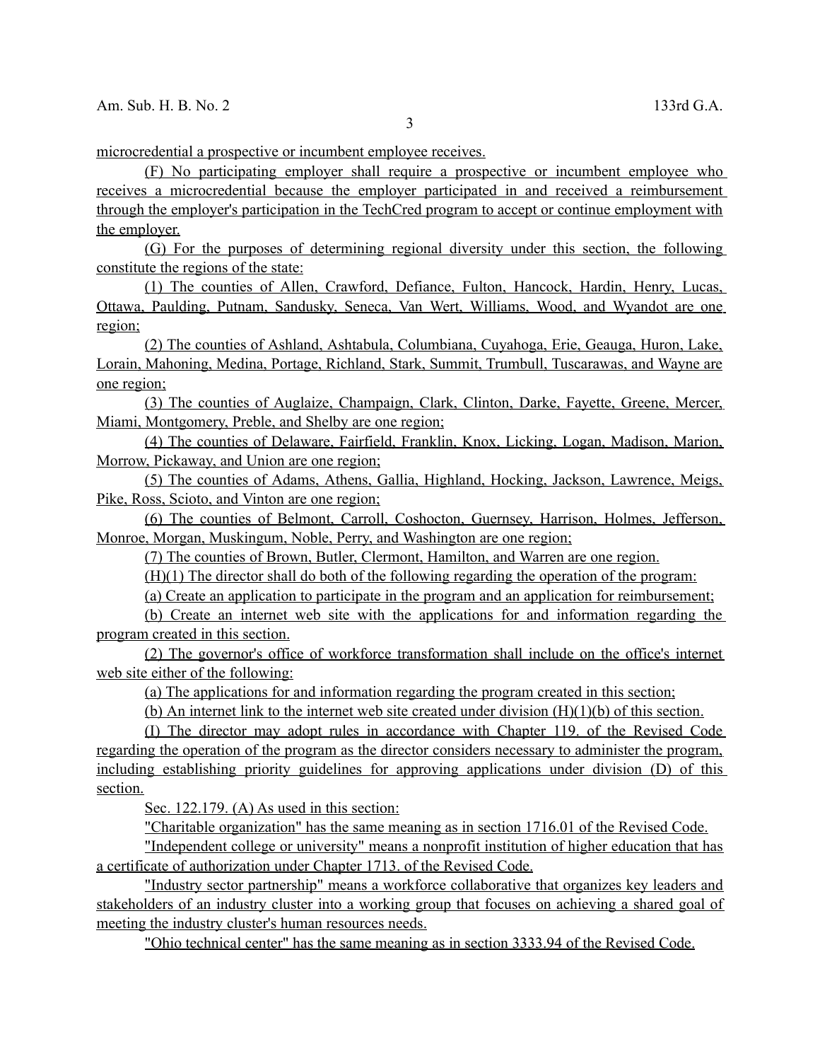microcredential a prospective or incumbent employee receives.

(F) No participating employer shall require a prospective or incumbent employee who receives a microcredential because the employer participated in and received a reimbursement through the employer's participation in the TechCred program to accept or continue employment with the employer.

(G) For the purposes of determining regional diversity under this section, the following constitute the regions of the state:

(1) The counties of Allen, Crawford, Defiance, Fulton, Hancock, Hardin, Henry, Lucas, Ottawa, Paulding, Putnam, Sandusky, Seneca, Van Wert, Williams, Wood, and Wyandot are one region;

(2) The counties of Ashland, Ashtabula, Columbiana, Cuyahoga, Erie, Geauga, Huron, Lake, Lorain, Mahoning, Medina, Portage, Richland, Stark, Summit, Trumbull, Tuscarawas, and Wayne are one region;

(3) The counties of Auglaize, Champaign, Clark, Clinton, Darke, Fayette, Greene, Mercer, Miami, Montgomery, Preble, and Shelby are one region;

(4) The counties of Delaware, Fairfield, Franklin, Knox, Licking, Logan, Madison, Marion, Morrow, Pickaway, and Union are one region;

(5) The counties of Adams, Athens, Gallia, Highland, Hocking, Jackson, Lawrence, Meigs, Pike, Ross, Scioto, and Vinton are one region;

(6) The counties of Belmont, Carroll, Coshocton, Guernsey, Harrison, Holmes, Jefferson, Monroe, Morgan, Muskingum, Noble, Perry, and Washington are one region;

(7) The counties of Brown, Butler, Clermont, Hamilton, and Warren are one region.

(H)(1) The director shall do both of the following regarding the operation of the program:

(a) Create an application to participate in the program and an application for reimbursement;

(b) Create an internet web site with the applications for and information regarding the program created in this section.

(2) The governor's office of workforce transformation shall include on the office's internet web site either of the following:

(a) The applications for and information regarding the program created in this section;

(b) An internet link to the internet web site created under division (H)(1)(b) of this section.

(I) The director may adopt rules in accordance with Chapter 119. of the Revised Code regarding the operation of the program as the director considers necessary to administer the program, including establishing priority guidelines for approving applications under division (D) of this section.

Sec. 122.179. (A) As used in this section:

"Charitable organization" has the same meaning as in section 1716.01 of the Revised Code.

"Independent college or university" means a nonprofit institution of higher education that has a certificate of authorization under Chapter 1713. of the Revised Code.

"Industry sector partnership" means a workforce collaborative that organizes key leaders and stakeholders of an industry cluster into a working group that focuses on achieving a shared goal of meeting the industry cluster's human resources needs.

"Ohio technical center" has the same meaning as in section 3333.94 of the Revised Code.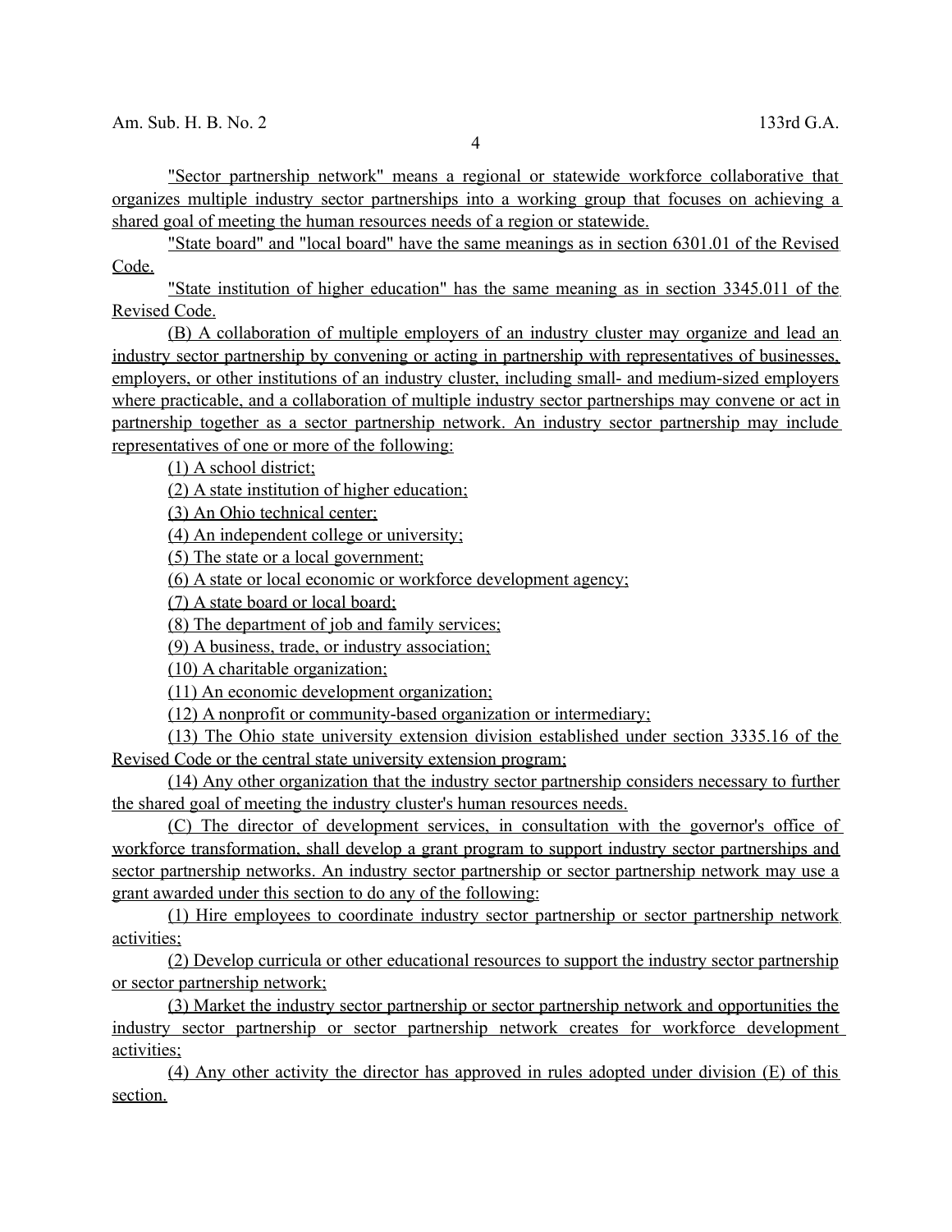"Sector partnership network" means a regional or statewide workforce collaborative that organizes multiple industry sector partnerships into a working group that focuses on achieving a shared goal of meeting the human resources needs of a region or statewide.

"State board" and "local board" have the same meanings as in section 6301.01 of the Revised Code.

"State institution of higher education" has the same meaning as in section 3345.011 of the Revised Code.

(B) A collaboration of multiple employers of an industry cluster may organize and lead an industry sector partnership by convening or acting in partnership with representatives of businesses, employers, or other institutions of an industry cluster, including small- and medium-sized employers where practicable, and a collaboration of multiple industry sector partnerships may convene or act in partnership together as a sector partnership network. An industry sector partnership may include representatives of one or more of the following:

(1) A school district;

(2) A state institution of higher education;

(3) An Ohio technical center;

(4) An independent college or university;

(5) The state or a local government;

(6) A state or local economic or workforce development agency;

(7) A state board or local board;

(8) The department of job and family services;

(9) A business, trade, or industry association;

(10) A charitable organization;

(11) An economic development organization;

(12) A nonprofit or community-based organization or intermediary;

(13) The Ohio state university extension division established under section 3335.16 of the Revised Code or the central state university extension program;

(14) Any other organization that the industry sector partnership considers necessary to further the shared goal of meeting the industry cluster's human resources needs.

(C) The director of development services, in consultation with the governor's office of workforce transformation, shall develop a grant program to support industry sector partnerships and sector partnership networks. An industry sector partnership or sector partnership network may use a grant awarded under this section to do any of the following:

(1) Hire employees to coordinate industry sector partnership or sector partnership network activities;

(2) Develop curricula or other educational resources to support the industry sector partnership or sector partnership network;

(3) Market the industry sector partnership or sector partnership network and opportunities the industry sector partnership or sector partnership network creates for workforce development activities;

(4) Any other activity the director has approved in rules adopted under division (E) of this section.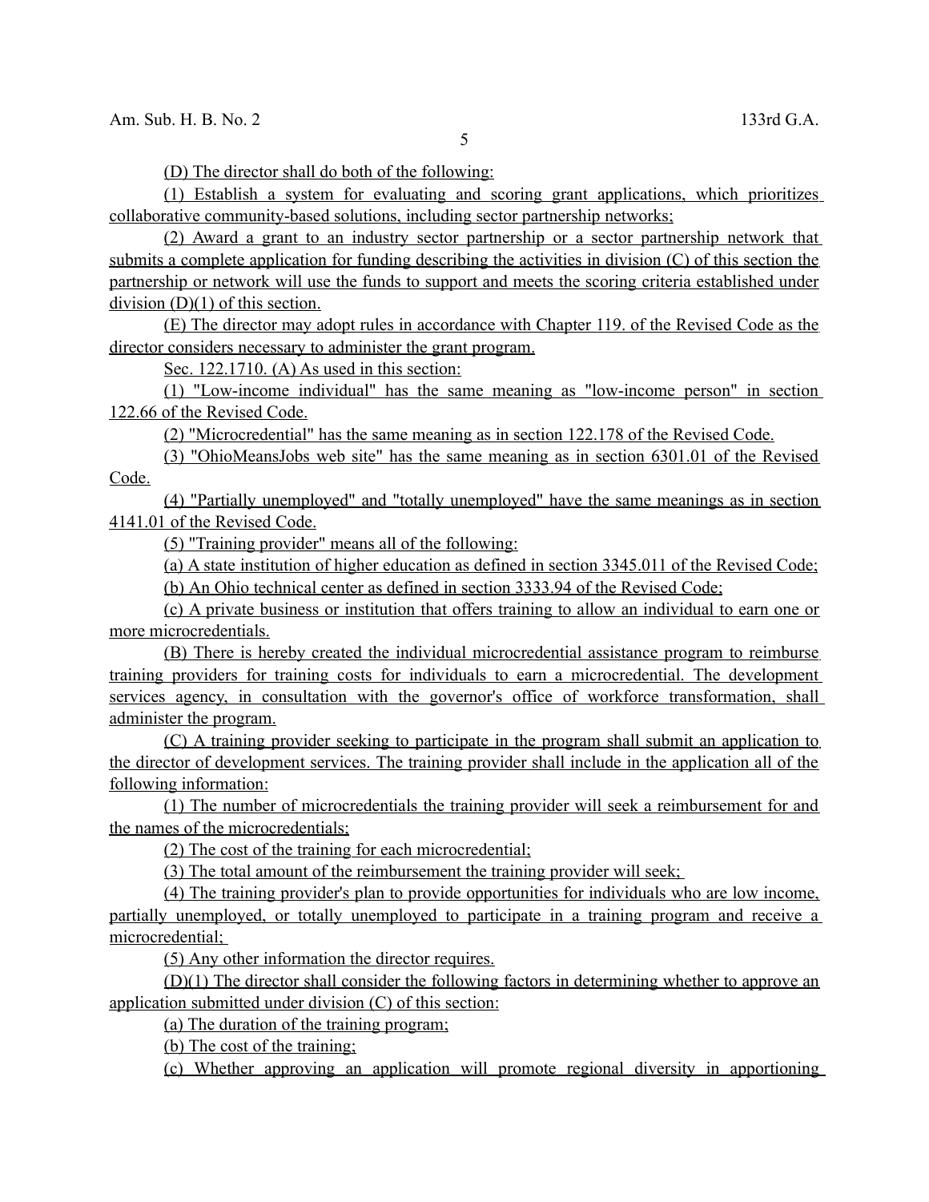(D) The director shall do both of the following:

(1) Establish a system for evaluating and scoring grant applications, which prioritizes collaborative community-based solutions, including sector partnership networks;

(2) Award a grant to an industry sector partnership or a sector partnership network that submits a complete application for funding describing the activities in division (C) of this section the partnership or network will use the funds to support and meets the scoring criteria established under division (D)(1) of this section.

(E) The director may adopt rules in accordance with Chapter 119. of the Revised Code as the director considers necessary to administer the grant program.

Sec. 122.1710. (A) As used in this section:

(1) "Low-income individual" has the same meaning as "low-income person" in section 122.66 of the Revised Code.

(2) "Microcredential" has the same meaning as in section 122.178 of the Revised Code.

(3) "OhioMeansJobs web site" has the same meaning as in section 6301.01 of the Revised Code.

(4) "Partially unemployed" and "totally unemployed" have the same meanings as in section 4141.01 of the Revised Code.

(5) "Training provider" means all of the following:

(a) A state institution of higher education as defined in section 3345.011 of the Revised Code;

(b) An Ohio technical center as defined in section 3333.94 of the Revised Code;

(c) A private business or institution that offers training to allow an individual to earn one or more microcredentials.

(B) There is hereby created the individual microcredential assistance program to reimburse training providers for training costs for individuals to earn a microcredential. The development services agency, in consultation with the governor's office of workforce transformation, shall administer the program.

(C) A training provider seeking to participate in the program shall submit an application to the director of development services. The training provider shall include in the application all of the following information:

(1) The number of microcredentials the training provider will seek a reimbursement for and the names of the microcredentials;

(2) The cost of the training for each microcredential;

(3) The total amount of the reimbursement the training provider will seek;

(4) The training provider's plan to provide opportunities for individuals who are low income, partially unemployed, or totally unemployed to participate in a training program and receive a microcredential;

(5) Any other information the director requires.

(D)(1) The director shall consider the following factors in determining whether to approve an application submitted under division (C) of this section:

(a) The duration of the training program;

(b) The cost of the training;

(c) Whether approving an application will promote regional diversity in apportioning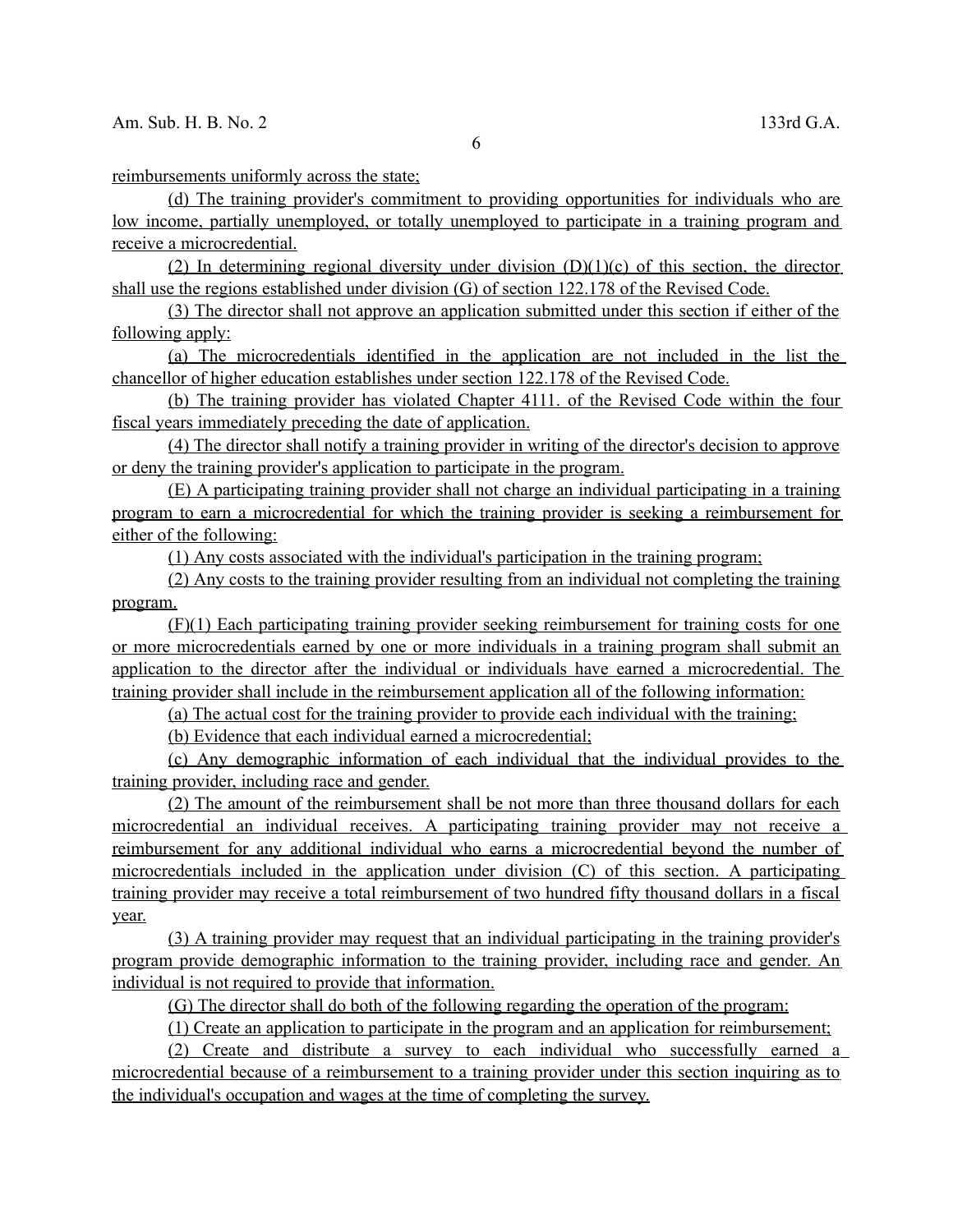reimbursements uniformly across the state;

(d) The training provider's commitment to providing opportunities for individuals who are low income, partially unemployed, or totally unemployed to participate in a training program and receive a microcredential.

(2) In determining regional diversity under division (D)(1)(c) of this section, the director shall use the regions established under division (G) of section 122.178 of the Revised Code.

(3) The director shall not approve an application submitted under this section if either of the following apply:

(a) The microcredentials identified in the application are not included in the list the chancellor of higher education establishes under section 122.178 of the Revised Code.

(b) The training provider has violated Chapter 4111. of the Revised Code within the four fiscal years immediately preceding the date of application.

(4) The director shall notify a training provider in writing of the director's decision to approve or deny the training provider's application to participate in the program.

(E) A participating training provider shall not charge an individual participating in a training program to earn a microcredential for which the training provider is seeking a reimbursement for either of the following:

(1) Any costs associated with the individual's participation in the training program;

(2) Any costs to the training provider resulting from an individual not completing the training program.

(F)(1) Each participating training provider seeking reimbursement for training costs for one or more microcredentials earned by one or more individuals in a training program shall submit an application to the director after the individual or individuals have earned a microcredential. The training provider shall include in the reimbursement application all of the following information:

(a) The actual cost for the training provider to provide each individual with the training;

(b) Evidence that each individual earned a microcredential;

(c) Any demographic information of each individual that the individual provides to the training provider, including race and gender.

(2) The amount of the reimbursement shall be not more than three thousand dollars for each microcredential an individual receives. A participating training provider may not receive a reimbursement for any additional individual who earns a microcredential beyond the number of microcredentials included in the application under division (C) of this section. A participating training provider may receive a total reimbursement of two hundred fifty thousand dollars in a fiscal year.

(3) A training provider may request that an individual participating in the training provider's program provide demographic information to the training provider, including race and gender. An individual is not required to provide that information.

(G) The director shall do both of the following regarding the operation of the program:

(1) Create an application to participate in the program and an application for reimbursement;

(2) Create and distribute a survey to each individual who successfully earned a microcredential because of a reimbursement to a training provider under this section inquiring as to the individual's occupation and wages at the time of completing the survey.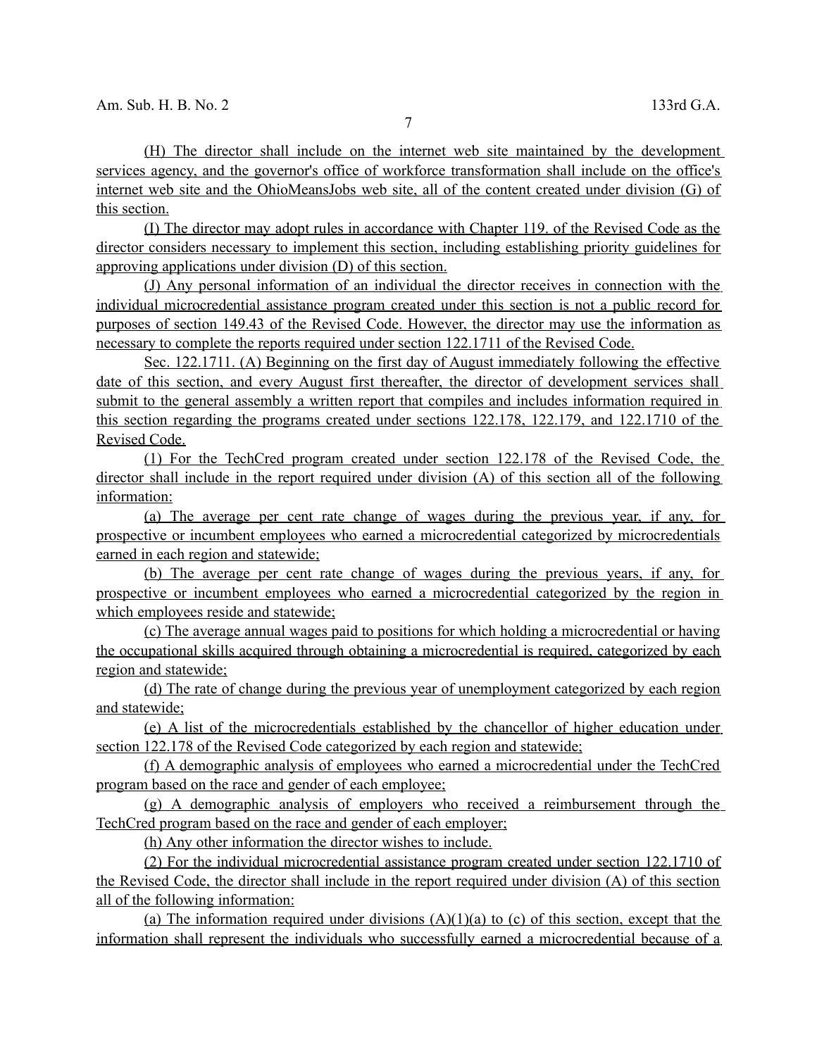(H) The director shall include on the internet web site maintained by the development services agency, and the governor's office of workforce transformation shall include on the office's internet web site and the OhioMeansJobs web site, all of the content created under division (G) of this section.

(I) The director may adopt rules in accordance with Chapter 119. of the Revised Code as the director considers necessary to implement this section, including establishing priority guidelines for approving applications under division (D) of this section.

(J) Any personal information of an individual the director receives in connection with the individual microcredential assistance program created under this section is not a public record for purposes of section 149.43 of the Revised Code. However, the director may use the information as necessary to complete the reports required under section 122.1711 of the Revised Code.

Sec. 122.1711. (A) Beginning on the first day of August immediately following the effective date of this section, and every August first thereafter, the director of development services shall submit to the general assembly a written report that compiles and includes information required in this section regarding the programs created under sections 122.178, 122.179, and 122.1710 of the Revised Code.

(1) For the TechCred program created under section 122.178 of the Revised Code, the director shall include in the report required under division (A) of this section all of the following information:

(a) The average per cent rate change of wages during the previous year, if any, for prospective or incumbent employees who earned a microcredential categorized by microcredentials earned in each region and statewide;

(b) The average per cent rate change of wages during the previous years, if any, for prospective or incumbent employees who earned a microcredential categorized by the region in which employees reside and statewide;

(c) The average annual wages paid to positions for which holding a microcredential or having the occupational skills acquired through obtaining a microcredential is required, categorized by each region and statewide;

(d) The rate of change during the previous year of unemployment categorized by each region and statewide;

(e) A list of the microcredentials established by the chancellor of higher education under section 122.178 of the Revised Code categorized by each region and statewide;

(f) A demographic analysis of employees who earned a microcredential under the TechCred program based on the race and gender of each employee;

(g) A demographic analysis of employers who received a reimbursement through the TechCred program based on the race and gender of each employer;

(h) Any other information the director wishes to include.

(2) For the individual microcredential assistance program created under section 122.1710 of the Revised Code, the director shall include in the report required under division (A) of this section all of the following information:

(a) The information required under divisions (A)(1)(a) to (c) of this section, except that the information shall represent the individuals who successfully earned a microcredential because of a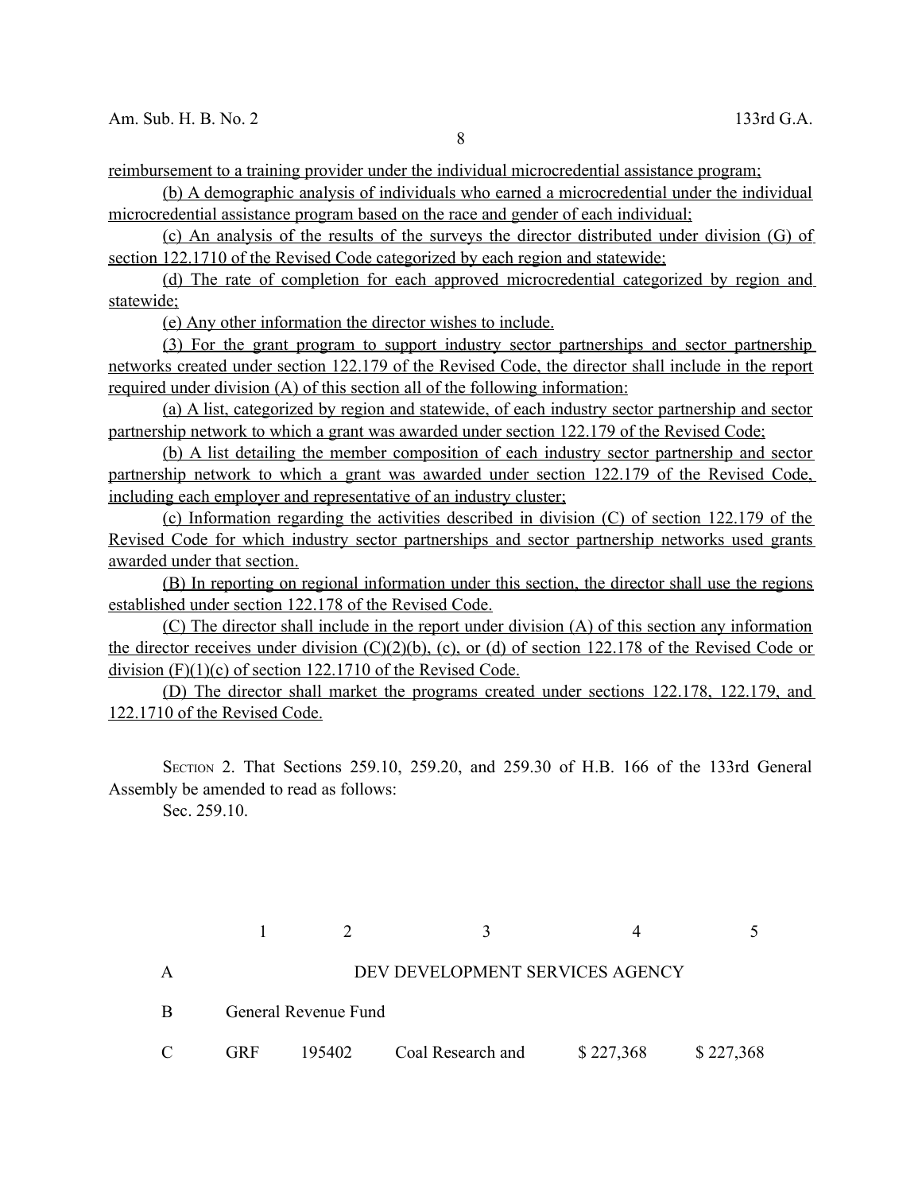reimbursement to a training provider under the individual microcredential assistance program;

(b) A demographic analysis of individuals who earned a microcredential under the individual microcredential assistance program based on the race and gender of each individual;

(c) An analysis of the results of the surveys the director distributed under division (G) of section 122.1710 of the Revised Code categorized by each region and statewide;

(d) The rate of completion for each approved microcredential categorized by region and statewide;

(e) Any other information the director wishes to include.

(3) For the grant program to support industry sector partnerships and sector partnership networks created under section 122.179 of the Revised Code, the director shall include in the report required under division (A) of this section all of the following information:

(a) A list, categorized by region and statewide, of each industry sector partnership and sector partnership network to which a grant was awarded under section 122.179 of the Revised Code;

(b) A list detailing the member composition of each industry sector partnership and sector partnership network to which a grant was awarded under section 122.179 of the Revised Code, including each employer and representative of an industry cluster;

(c) Information regarding the activities described in division (C) of section 122.179 of the Revised Code for which industry sector partnerships and sector partnership networks used grants awarded under that section.

(B) In reporting on regional information under this section, the director shall use the regions established under section 122.178 of the Revised Code.

(C) The director shall include in the report under division (A) of this section any information the director receives under division (C)(2)(b), (c), or (d) of section 122.178 of the Revised Code or division (F)(1)(c) of section 122.1710 of the Revised Code.

(D) The director shall market the programs created under sections 122.178, 122.179, and 122.1710 of the Revised Code.

SECTION 2. That Sections 259.10, 259.20, and 259.30 of H.B. 166 of the 133rd General Assembly be amended to read as follows:

Sec. 259.10.

| | 1 | 2 | 3 | 4 | 5 |
|---|---|---|---|---|---|
| A | | | DEV DEVELOPMENT SERVICES AGENCY | | |
| B | General Revenue Fund | | | | |
| C | GRF | 195402 | Coal Research and | $ 227,368 | $ 227,368 |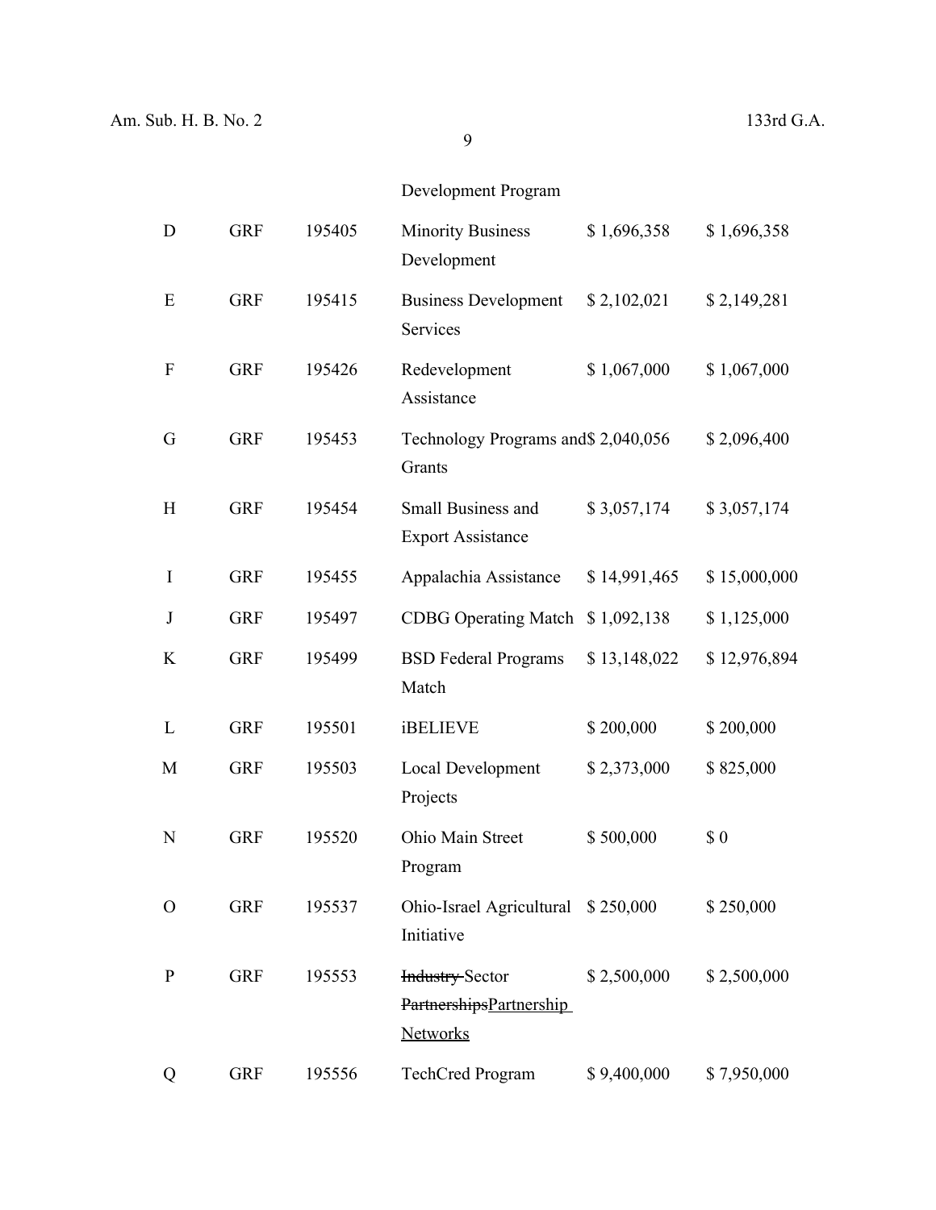| | | | Development Program | | |
|---|---|---|---|---|---|
| D | GRF | 195405 | Minority Business Development | $ 1,696,358 | $ 1,696,358 |
| E | GRF | 195415 | Business Development Services | $ 2,102,021 | $ 2,149,281 |
| F | GRF | 195426 | Redevelopment Assistance | $ 1,067,000 | $ 1,067,000 |
| G | GRF | 195453 | Technology Programs and Grants | $ 2,040,056 | $ 2,096,400 |
| H | GRF | 195454 | Small Business and Export Assistance | $ 3,057,174 | $ 3,057,174 |
| I | GRF | 195455 | Appalachia Assistance | $ 14,991,465 | $ 15,000,000 |
| J | GRF | 195497 | CDBG Operating Match | $ 1,092,138 | $ 1,125,000 |
| K | GRF | 195499 | BSD Federal Programs Match | $ 13,148,022 | $ 12,976,894 |
| L | GRF | 195501 | iBELIEVE | $ 200,000 | $ 200,000 |
| M | GRF | 195503 | Local Development Projects | $ 2,373,000 | $ 825,000 |
| N | GRF | 195520 | Ohio Main Street Program | $ 500,000 | $ 0 |
| O | GRF | 195537 | Ohio-Israel Agricultural Initiative | $ 250,000 | $ 250,000 |
| P | GRF | 195553 | ~~Industry~~ Sector ~~Partnerships~~Partnership Networks | $ 2,500,000 | $ 2,500,000 |
| Q | GRF | 195556 | TechCred Program | $ 9,400,000 | $ 7,950,000 |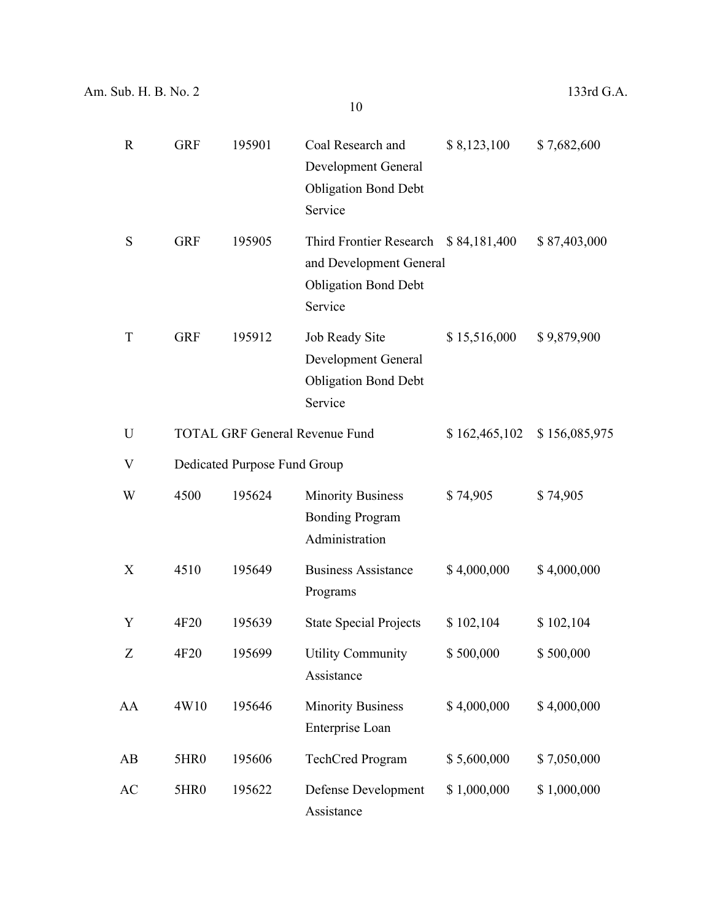| | | | | | |
|---|---|---|---|---|---|
| R | GRF | 195901 | Coal Research and Development General Obligation Bond Debt Service | $ 8,123,100 | $ 7,682,600 |
| S | GRF | 195905 | Third Frontier Research and Development General Obligation Bond Debt Service | $ 84,181,400 | $ 87,403,000 |
| T | GRF | 195912 | Job Ready Site Development General Obligation Bond Debt Service | $ 15,516,000 | $ 9,879,900 |
| U | TOTAL GRF General Revenue Fund | | | $ 162,465,102 | $ 156,085,975 |
| V | Dedicated Purpose Fund Group | | | | |
| W | 4500 | 195624 | Minority Business Bonding Program Administration | $ 74,905 | $ 74,905 |
| X | 4510 | 195649 | Business Assistance Programs | $ 4,000,000 | $ 4,000,000 |
| Y | 4F20 | 195639 | State Special Projects | $ 102,104 | $ 102,104 |
| Z | 4F20 | 195699 | Utility Community Assistance | $ 500,000 | $ 500,000 |
| AA | 4W10 | 195646 | Minority Business Enterprise Loan | $ 4,000,000 | $ 4,000,000 |
| AB | 5HR0 | 195606 | TechCred Program | $ 5,600,000 | $ 7,050,000 |
| AC | 5HR0 | 195622 | Defense Development Assistance | $ 1,000,000 | $ 1,000,000 |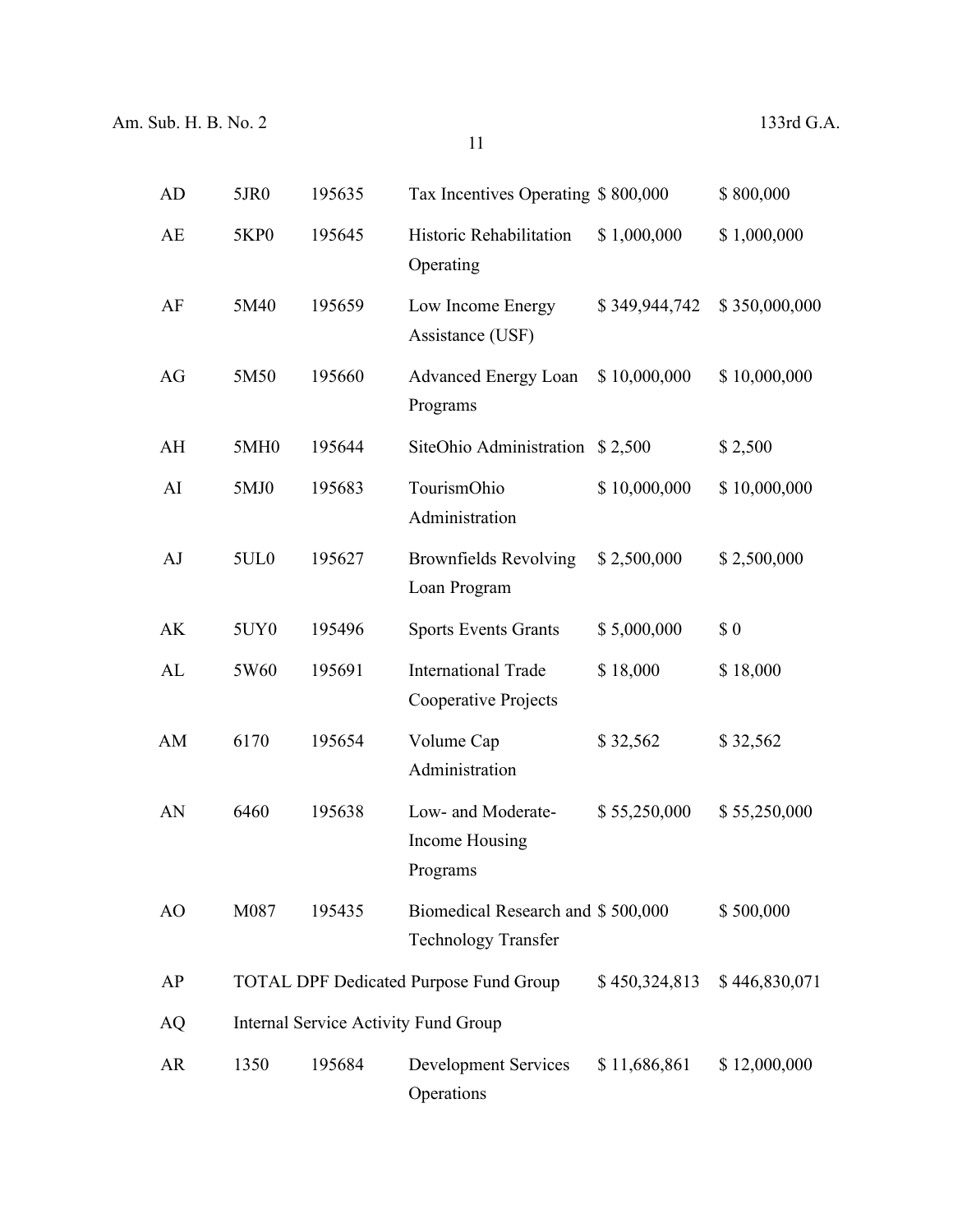| | | | | | |
|---|---|---|---|---|---|
| AD | 5JR0 | 195635 | Tax Incentives Operating | $ 800,000 | $ 800,000 |
| AE | 5KP0 | 195645 | Historic Rehabilitation Operating | $ 1,000,000 | $ 1,000,000 |
| AF | 5M40 | 195659 | Low Income Energy Assistance (USF) | $ 349,944,742 | $ 350,000,000 |
| AG | 5M50 | 195660 | Advanced Energy Loan Programs | $ 10,000,000 | $ 10,000,000 |
| AH | 5MH0 | 195644 | SiteOhio Administration | $ 2,500 | $ 2,500 |
| AI | 5MJ0 | 195683 | TourismOhio Administration | $ 10,000,000 | $ 10,000,000 |
| AJ | 5UL0 | 195627 | Brownfields Revolving Loan Program | $ 2,500,000 | $ 2,500,000 |
| AK | 5UY0 | 195496 | Sports Events Grants | $ 5,000,000 | $ 0 |
| AL | 5W60 | 195691 | International Trade Cooperative Projects | $ 18,000 | $ 18,000 |
| AM | 6170 | 195654 | Volume Cap Administration | $ 32,562 | $ 32,562 |
| AN | 6460 | 195638 | Low- and Moderate-Income Housing Programs | $ 55,250,000 | $ 55,250,000 |
| AO | M087 | 195435 | Biomedical Research and Technology Transfer | $ 500,000 | $ 500,000 |
| AP | TOTAL DPF Dedicated Purpose Fund Group | | | $ 450,324,813 | $ 446,830,071 |
| AQ | Internal Service Activity Fund Group | | | | |
| AR | 1350 | 195684 | Development Services Operations | $ 11,686,861 | $ 12,000,000 |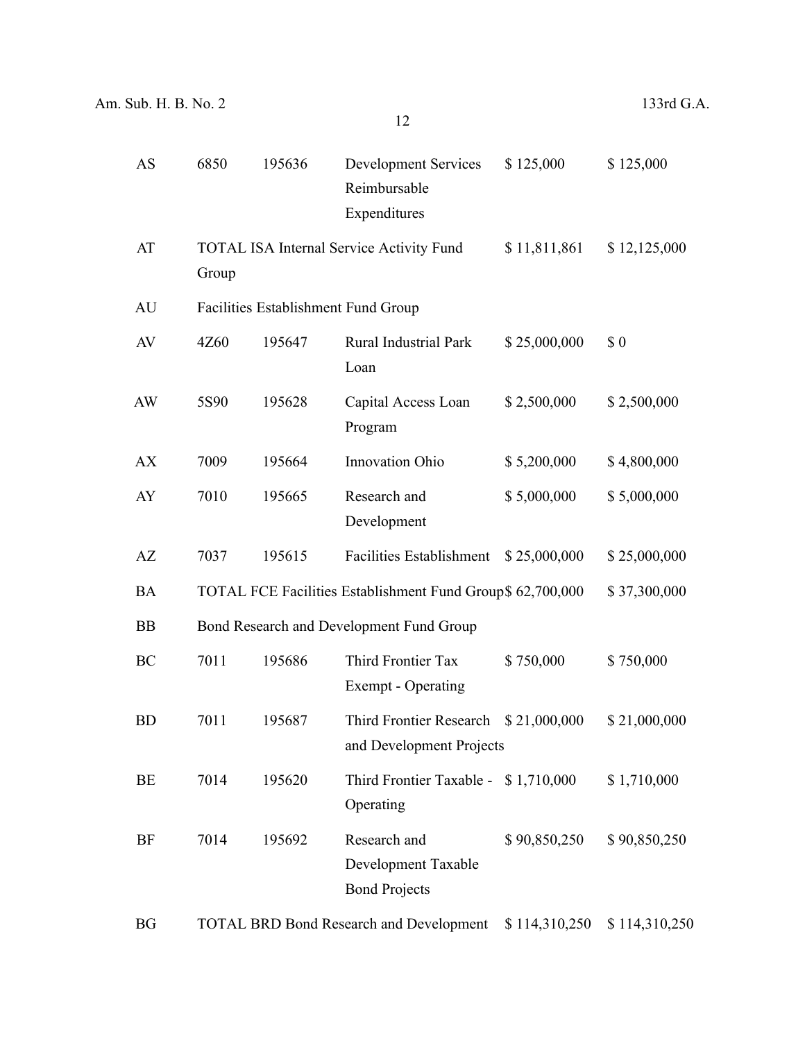| | | | | | |
|---|---|---|---|---|---|
| AS | 6850 | 195636 | Development Services Reimbursable Expenditures | $ 125,000 | $ 125,000 |
| AT | TOTAL ISA Internal Service Activity Fund Group | | | $ 11,811,861 | $ 12,125,000 |
| AU | Facilities Establishment Fund Group | | | | |
| AV | 4Z60 | 195647 | Rural Industrial Park Loan | $ 25,000,000 | $ 0 |
| AW | 5S90 | 195628 | Capital Access Loan Program | $ 2,500,000 | $ 2,500,000 |
| AX | 7009 | 195664 | Innovation Ohio | $ 5,200,000 | $ 4,800,000 |
| AY | 7010 | 195665 | Research and Development | $ 5,000,000 | $ 5,000,000 |
| AZ | 7037 | 195615 | Facilities Establishment | $ 25,000,000 | $ 25,000,000 |
| BA | TOTAL FCE Facilities Establishment Fund Group | | | $ 62,700,000 | $ 37,300,000 |
| BB | Bond Research and Development Fund Group | | | | |
| BC | 7011 | 195686 | Third Frontier Tax Exempt - Operating | $ 750,000 | $ 750,000 |
| BD | 7011 | 195687 | Third Frontier Research and Development Projects | $ 21,000,000 | $ 21,000,000 |
| BE | 7014 | 195620 | Third Frontier Taxable - Operating | $ 1,710,000 | $ 1,710,000 |
| BF | 7014 | 195692 | Research and Development Taxable Bond Projects | $ 90,850,250 | $ 90,850,250 |
| BG | TOTAL BRD Bond Research and Development | | | $ 114,310,250 | $ 114,310,250 |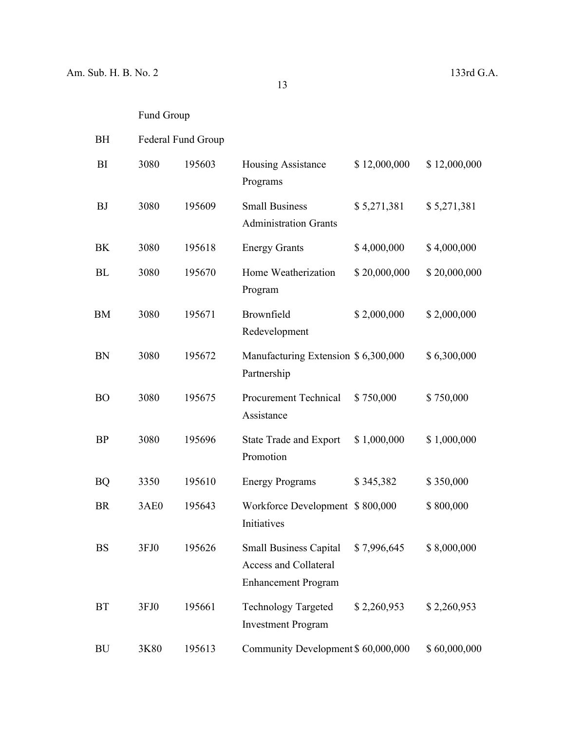| | | | | | |
|---|---|---|---|---|---|
| | Fund Group | | | | |
| BH | Federal Fund Group | | | | |
| BI | 3080 | 195603 | Housing Assistance Programs | $ 12,000,000 | $ 12,000,000 |
| BJ | 3080 | 195609 | Small Business Administration Grants | $ 5,271,381 | $ 5,271,381 |
| BK | 3080 | 195618 | Energy Grants | $ 4,000,000 | $ 4,000,000 |
| BL | 3080 | 195670 | Home Weatherization Program | $ 20,000,000 | $ 20,000,000 |
| BM | 3080 | 195671 | Brownfield Redevelopment | $ 2,000,000 | $ 2,000,000 |
| BN | 3080 | 195672 | Manufacturing Extension Partnership | $ 6,300,000 | $ 6,300,000 |
| BO | 3080 | 195675 | Procurement Technical Assistance | $ 750,000 | $ 750,000 |
| BP | 3080 | 195696 | State Trade and Export Promotion | $ 1,000,000 | $ 1,000,000 |
| BQ | 3350 | 195610 | Energy Programs | $ 345,382 | $ 350,000 |
| BR | 3AE0 | 195643 | Workforce Development Initiatives | $ 800,000 | $ 800,000 |
| BS | 3FJ0 | 195626 | Small Business Capital Access and Collateral Enhancement Program | $ 7,996,645 | $ 8,000,000 |
| BT | 3FJ0 | 195661 | Technology Targeted Investment Program | $ 2,260,953 | $ 2,260,953 |
| BU | 3K80 | 195613 | Community Development | $ 60,000,000 | $ 60,000,000 |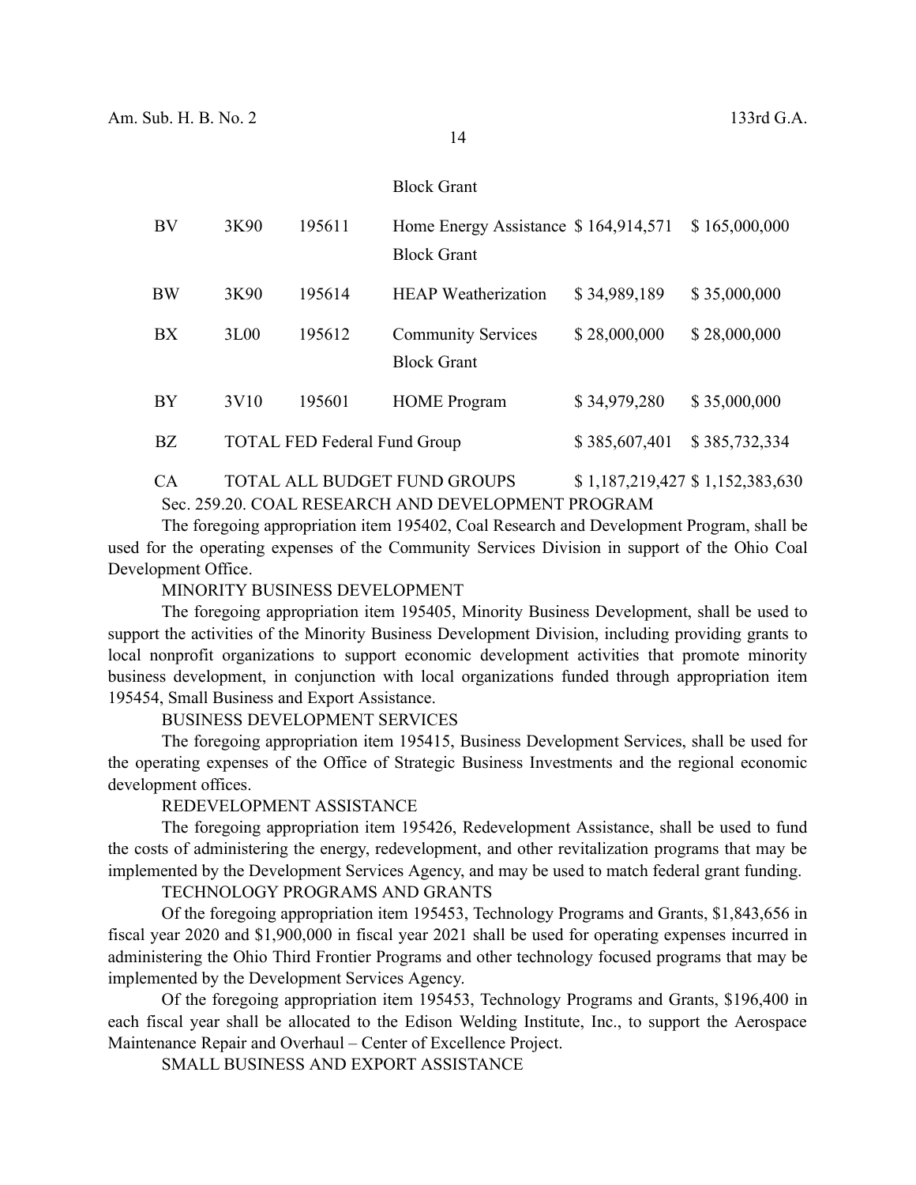| | | | | | |
|---|---|---|---|---|---|
| | | | Block Grant | | |
| BV | 3K90 | 195611 | Home Energy Assistance Block Grant | $ 164,914,571 | $ 165,000,000 |
| BW | 3K90 | 195614 | HEAP Weatherization | $ 34,989,189 | $ 35,000,000 |
| BX | 3L00 | 195612 | Community Services Block Grant | $ 28,000,000 | $ 28,000,000 |
| BY | 3V10 | 195601 | HOME Program | $ 34,979,280 | $ 35,000,000 |
| BZ | TOTAL FED Federal Fund Group | | | $ 385,607,401 | $ 385,732,334 |
| CA | TOTAL ALL BUDGET FUND GROUPS | | | $ 1,187,219,427 | $ 1,152,383,630 |

Sec. 259.20. COAL RESEARCH AND DEVELOPMENT PROGRAM

The foregoing appropriation item 195402, Coal Research and Development Program, shall be used for the operating expenses of the Community Services Division in support of the Ohio Coal Development Office.

MINORITY BUSINESS DEVELOPMENT

The foregoing appropriation item 195405, Minority Business Development, shall be used to support the activities of the Minority Business Development Division, including providing grants to local nonprofit organizations to support economic development activities that promote minority business development, in conjunction with local organizations funded through appropriation item 195454, Small Business and Export Assistance.

BUSINESS DEVELOPMENT SERVICES

The foregoing appropriation item 195415, Business Development Services, shall be used for the operating expenses of the Office of Strategic Business Investments and the regional economic development offices.

REDEVELOPMENT ASSISTANCE

The foregoing appropriation item 195426, Redevelopment Assistance, shall be used to fund the costs of administering the energy, redevelopment, and other revitalization programs that may be implemented by the Development Services Agency, and may be used to match federal grant funding.

TECHNOLOGY PROGRAMS AND GRANTS

Of the foregoing appropriation item 195453, Technology Programs and Grants, $1,843,656 in fiscal year 2020 and $1,900,000 in fiscal year 2021 shall be used for operating expenses incurred in administering the Ohio Third Frontier Programs and other technology focused programs that may be implemented by the Development Services Agency.

Of the foregoing appropriation item 195453, Technology Programs and Grants, $196,400 in each fiscal year shall be allocated to the Edison Welding Institute, Inc., to support the Aerospace Maintenance Repair and Overhaul – Center of Excellence Project.

SMALL BUSINESS AND EXPORT ASSISTANCE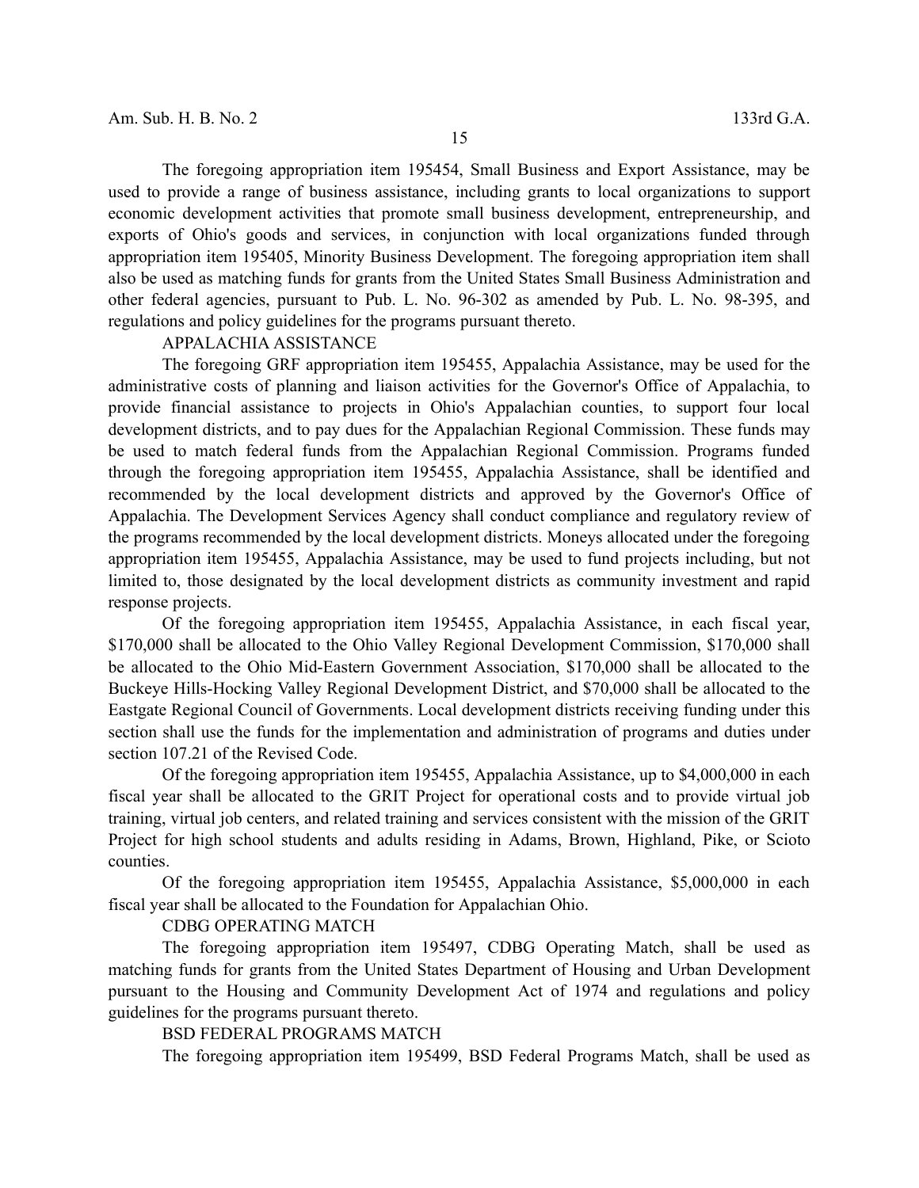The foregoing appropriation item 195454, Small Business and Export Assistance, may be used to provide a range of business assistance, including grants to local organizations to support economic development activities that promote small business development, entrepreneurship, and exports of Ohio's goods and services, in conjunction with local organizations funded through appropriation item 195405, Minority Business Development. The foregoing appropriation item shall also be used as matching funds for grants from the United States Small Business Administration and other federal agencies, pursuant to Pub. L. No. 96-302 as amended by Pub. L. No. 98-395, and regulations and policy guidelines for the programs pursuant thereto.

APPALACHIA ASSISTANCE

The foregoing GRF appropriation item 195455, Appalachia Assistance, may be used for the administrative costs of planning and liaison activities for the Governor's Office of Appalachia, to provide financial assistance to projects in Ohio's Appalachian counties, to support four local development districts, and to pay dues for the Appalachian Regional Commission. These funds may be used to match federal funds from the Appalachian Regional Commission. Programs funded through the foregoing appropriation item 195455, Appalachia Assistance, shall be identified and recommended by the local development districts and approved by the Governor's Office of Appalachia. The Development Services Agency shall conduct compliance and regulatory review of the programs recommended by the local development districts. Moneys allocated under the foregoing appropriation item 195455, Appalachia Assistance, may be used to fund projects including, but not limited to, those designated by the local development districts as community investment and rapid response projects.

Of the foregoing appropriation item 195455, Appalachia Assistance, in each fiscal year, $170,000 shall be allocated to the Ohio Valley Regional Development Commission, $170,000 shall be allocated to the Ohio Mid-Eastern Government Association, $170,000 shall be allocated to the Buckeye Hills-Hocking Valley Regional Development District, and $70,000 shall be allocated to the Eastgate Regional Council of Governments. Local development districts receiving funding under this section shall use the funds for the implementation and administration of programs and duties under section 107.21 of the Revised Code.

Of the foregoing appropriation item 195455, Appalachia Assistance, up to $4,000,000 in each fiscal year shall be allocated to the GRIT Project for operational costs and to provide virtual job training, virtual job centers, and related training and services consistent with the mission of the GRIT Project for high school students and adults residing in Adams, Brown, Highland, Pike, or Scioto counties.

Of the foregoing appropriation item 195455, Appalachia Assistance, $5,000,000 in each fiscal year shall be allocated to the Foundation for Appalachian Ohio.

CDBG OPERATING MATCH

The foregoing appropriation item 195497, CDBG Operating Match, shall be used as matching funds for grants from the United States Department of Housing and Urban Development pursuant to the Housing and Community Development Act of 1974 and regulations and policy guidelines for the programs pursuant thereto.

BSD FEDERAL PROGRAMS MATCH

The foregoing appropriation item 195499, BSD Federal Programs Match, shall be used as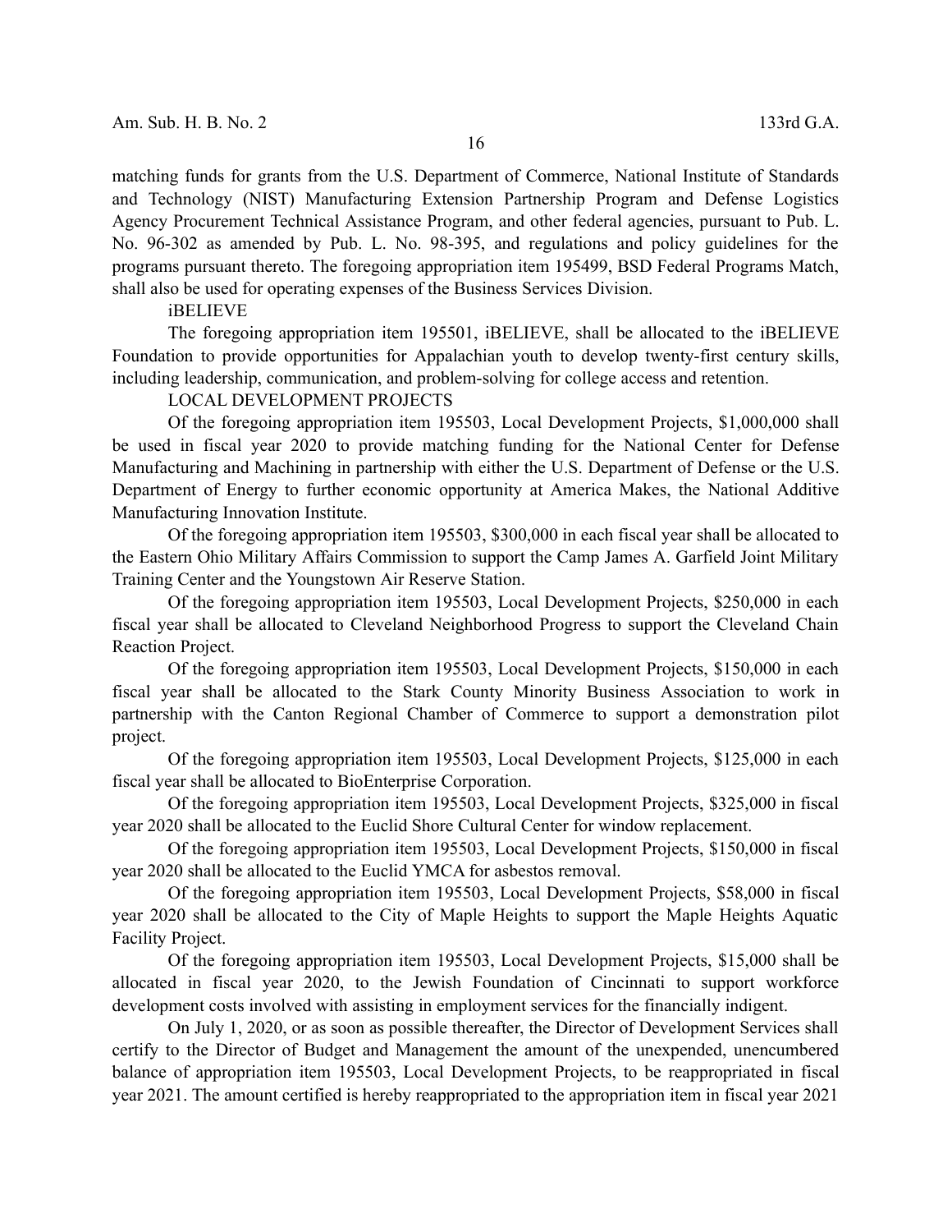matching funds for grants from the U.S. Department of Commerce, National Institute of Standards and Technology (NIST) Manufacturing Extension Partnership Program and Defense Logistics Agency Procurement Technical Assistance Program, and other federal agencies, pursuant to Pub. L. No. 96-302 as amended by Pub. L. No. 98-395, and regulations and policy guidelines for the programs pursuant thereto. The foregoing appropriation item 195499, BSD Federal Programs Match, shall also be used for operating expenses of the Business Services Division.

iBELIEVE

The foregoing appropriation item 195501, iBELIEVE, shall be allocated to the iBELIEVE Foundation to provide opportunities for Appalachian youth to develop twenty-first century skills, including leadership, communication, and problem-solving for college access and retention.

LOCAL DEVELOPMENT PROJECTS

Of the foregoing appropriation item 195503, Local Development Projects, $1,000,000 shall be used in fiscal year 2020 to provide matching funding for the National Center for Defense Manufacturing and Machining in partnership with either the U.S. Department of Defense or the U.S. Department of Energy to further economic opportunity at America Makes, the National Additive Manufacturing Innovation Institute.

Of the foregoing appropriation item 195503, $300,000 in each fiscal year shall be allocated to the Eastern Ohio Military Affairs Commission to support the Camp James A. Garfield Joint Military Training Center and the Youngstown Air Reserve Station.

Of the foregoing appropriation item 195503, Local Development Projects, $250,000 in each fiscal year shall be allocated to Cleveland Neighborhood Progress to support the Cleveland Chain Reaction Project.

Of the foregoing appropriation item 195503, Local Development Projects, $150,000 in each fiscal year shall be allocated to the Stark County Minority Business Association to work in partnership with the Canton Regional Chamber of Commerce to support a demonstration pilot project.

Of the foregoing appropriation item 195503, Local Development Projects, $125,000 in each fiscal year shall be allocated to BioEnterprise Corporation.

Of the foregoing appropriation item 195503, Local Development Projects, $325,000 in fiscal year 2020 shall be allocated to the Euclid Shore Cultural Center for window replacement.

Of the foregoing appropriation item 195503, Local Development Projects, $150,000 in fiscal year 2020 shall be allocated to the Euclid YMCA for asbestos removal.

Of the foregoing appropriation item 195503, Local Development Projects, $58,000 in fiscal year 2020 shall be allocated to the City of Maple Heights to support the Maple Heights Aquatic Facility Project.

Of the foregoing appropriation item 195503, Local Development Projects, $15,000 shall be allocated in fiscal year 2020, to the Jewish Foundation of Cincinnati to support workforce development costs involved with assisting in employment services for the financially indigent.

On July 1, 2020, or as soon as possible thereafter, the Director of Development Services shall certify to the Director of Budget and Management the amount of the unexpended, unencumbered balance of appropriation item 195503, Local Development Projects, to be reappropriated in fiscal year 2021. The amount certified is hereby reappropriated to the appropriation item in fiscal year 2021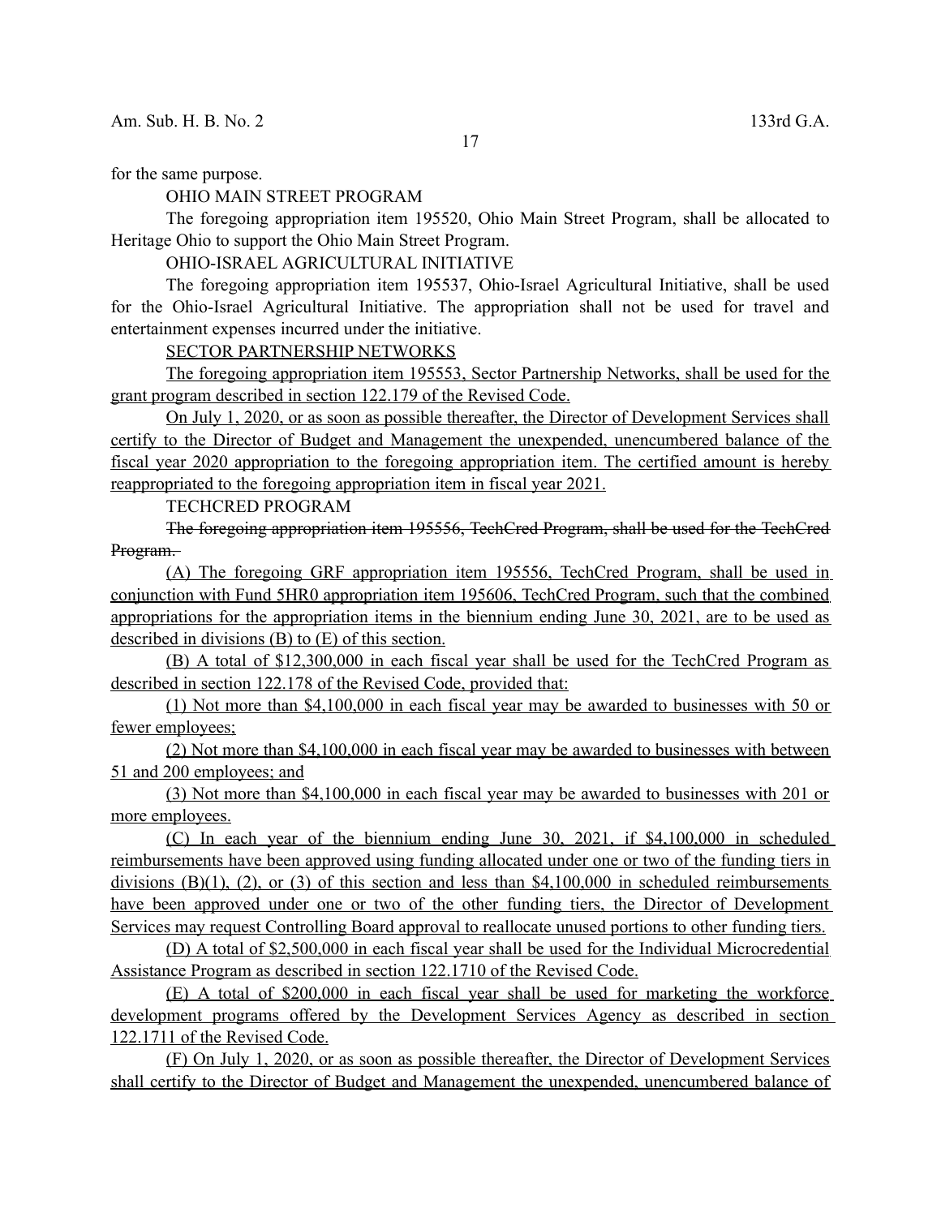for the same purpose.

OHIO MAIN STREET PROGRAM

The foregoing appropriation item 195520, Ohio Main Street Program, shall be allocated to Heritage Ohio to support the Ohio Main Street Program.

OHIO-ISRAEL AGRICULTURAL INITIATIVE

The foregoing appropriation item 195537, Ohio-Israel Agricultural Initiative, shall be used for the Ohio-Israel Agricultural Initiative. The appropriation shall not be used for travel and entertainment expenses incurred under the initiative.

<u>SECTOR PARTNERSHIP NETWORKS</u>

<u>The foregoing appropriation item 195553, Sector Partnership Networks, shall be used for the grant program described in section 122.179 of the Revised Code.</u>

<u>On July 1, 2020, or as soon as possible thereafter, the Director of Development Services shall certify to the Director of Budget and Management the unexpended, unencumbered balance of the fiscal year 2020 appropriation to the foregoing appropriation item. The certified amount is hereby reappropriated to the foregoing appropriation item in fiscal year 2021.</u>

TECHCRED PROGRAM

~~The foregoing appropriation item 195556, TechCred Program, shall be used for the TechCred Program.~~

<u>(A) The foregoing GRF appropriation item 195556, TechCred Program, shall be used in conjunction with Fund 5HR0 appropriation item 195606, TechCred Program, such that the combined appropriations for the appropriation items in the biennium ending June 30, 2021, are to be used as described in divisions (B) to (E) of this section.</u>

<u>(B) A total of $12,300,000 in each fiscal year shall be used for the TechCred Program as described in section 122.178 of the Revised Code, provided that:</u>

<u>(1) Not more than $4,100,000 in each fiscal year may be awarded to businesses with 50 or fewer employees;</u>

<u>(2) Not more than $4,100,000 in each fiscal year may be awarded to businesses with between 51 and 200 employees; and</u>

<u>(3) Not more than $4,100,000 in each fiscal year may be awarded to businesses with 201 or more employees.</u>

<u>(C) In each year of the biennium ending June 30, 2021, if $4,100,000 in scheduled reimbursements have been approved using funding allocated under one or two of the funding tiers in divisions (B)(1), (2), or (3) of this section and less than $4,100,000 in scheduled reimbursements have been approved under one or two of the other funding tiers, the Director of Development Services may request Controlling Board approval to reallocate unused portions to other funding tiers.</u>

<u>(D) A total of $2,500,000 in each fiscal year shall be used for the Individual Microcredential Assistance Program as described in section 122.1710 of the Revised Code.</u>

<u>(E) A total of $200,000 in each fiscal year shall be used for marketing the workforce development programs offered by the Development Services Agency as described in section 122.1711 of the Revised Code.</u>

<u>(F) On July 1, 2020, or as soon as possible thereafter, the Director of Development Services shall certify to the Director of Budget and Management the unexpended, unencumbered balance of</u>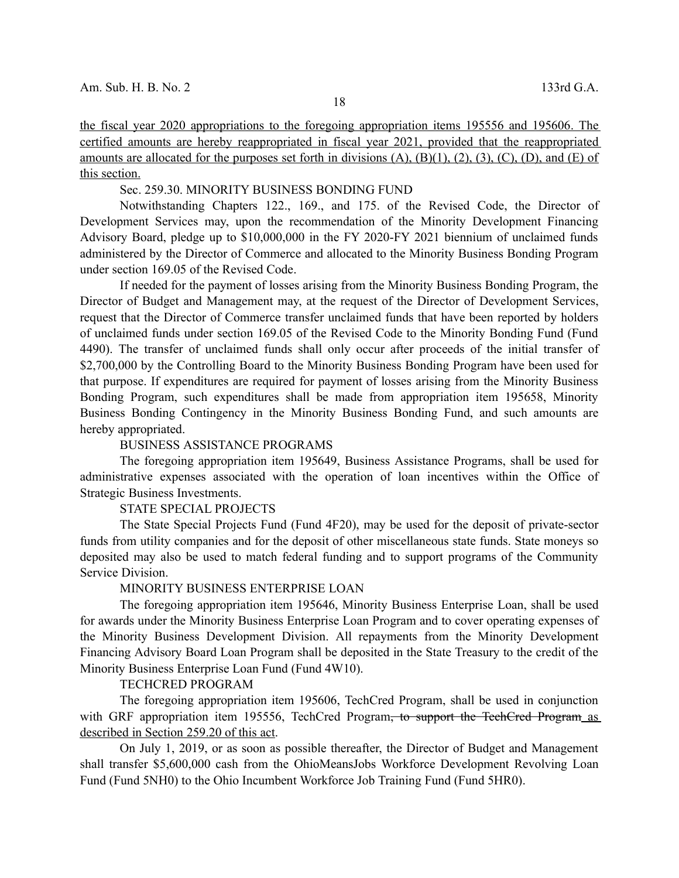the fiscal year 2020 appropriations to the foregoing appropriation items 195556 and 195606. The certified amounts are hereby reappropriated in fiscal year 2021, provided that the reappropriated amounts are allocated for the purposes set forth in divisions (A), (B)(1), (2), (3), (C), (D), and (E) of this section.

Sec. 259.30. MINORITY BUSINESS BONDING FUND

Notwithstanding Chapters 122., 169., and 175. of the Revised Code, the Director of Development Services may, upon the recommendation of the Minority Development Financing Advisory Board, pledge up to $10,000,000 in the FY 2020-FY 2021 biennium of unclaimed funds administered by the Director of Commerce and allocated to the Minority Business Bonding Program under section 169.05 of the Revised Code.

If needed for the payment of losses arising from the Minority Business Bonding Program, the Director of Budget and Management may, at the request of the Director of Development Services, request that the Director of Commerce transfer unclaimed funds that have been reported by holders of unclaimed funds under section 169.05 of the Revised Code to the Minority Bonding Fund (Fund 4490). The transfer of unclaimed funds shall only occur after proceeds of the initial transfer of $2,700,000 by the Controlling Board to the Minority Business Bonding Program have been used for that purpose. If expenditures are required for payment of losses arising from the Minority Business Bonding Program, such expenditures shall be made from appropriation item 195658, Minority Business Bonding Contingency in the Minority Business Bonding Fund, and such amounts are hereby appropriated.

BUSINESS ASSISTANCE PROGRAMS

The foregoing appropriation item 195649, Business Assistance Programs, shall be used for administrative expenses associated with the operation of loan incentives within the Office of Strategic Business Investments.

STATE SPECIAL PROJECTS

The State Special Projects Fund (Fund 4F20), may be used for the deposit of private-sector funds from utility companies and for the deposit of other miscellaneous state funds. State moneys so deposited may also be used to match federal funding and to support programs of the Community Service Division.

MINORITY BUSINESS ENTERPRISE LOAN

The foregoing appropriation item 195646, Minority Business Enterprise Loan, shall be used for awards under the Minority Business Enterprise Loan Program and to cover operating expenses of the Minority Business Development Division. All repayments from the Minority Development Financing Advisory Board Loan Program shall be deposited in the State Treasury to the credit of the Minority Business Enterprise Loan Fund (Fund 4W10).

TECHCRED PROGRAM

The foregoing appropriation item 195606, TechCred Program, shall be used in conjunction with GRF appropriation item 195556, TechCred Program~~, to support the TechCred Program~~ as described in Section 259.20 of this act.

On July 1, 2019, or as soon as possible thereafter, the Director of Budget and Management shall transfer $5,600,000 cash from the OhioMeansJobs Workforce Development Revolving Loan Fund (Fund 5NH0) to the Ohio Incumbent Workforce Job Training Fund (Fund 5HR0).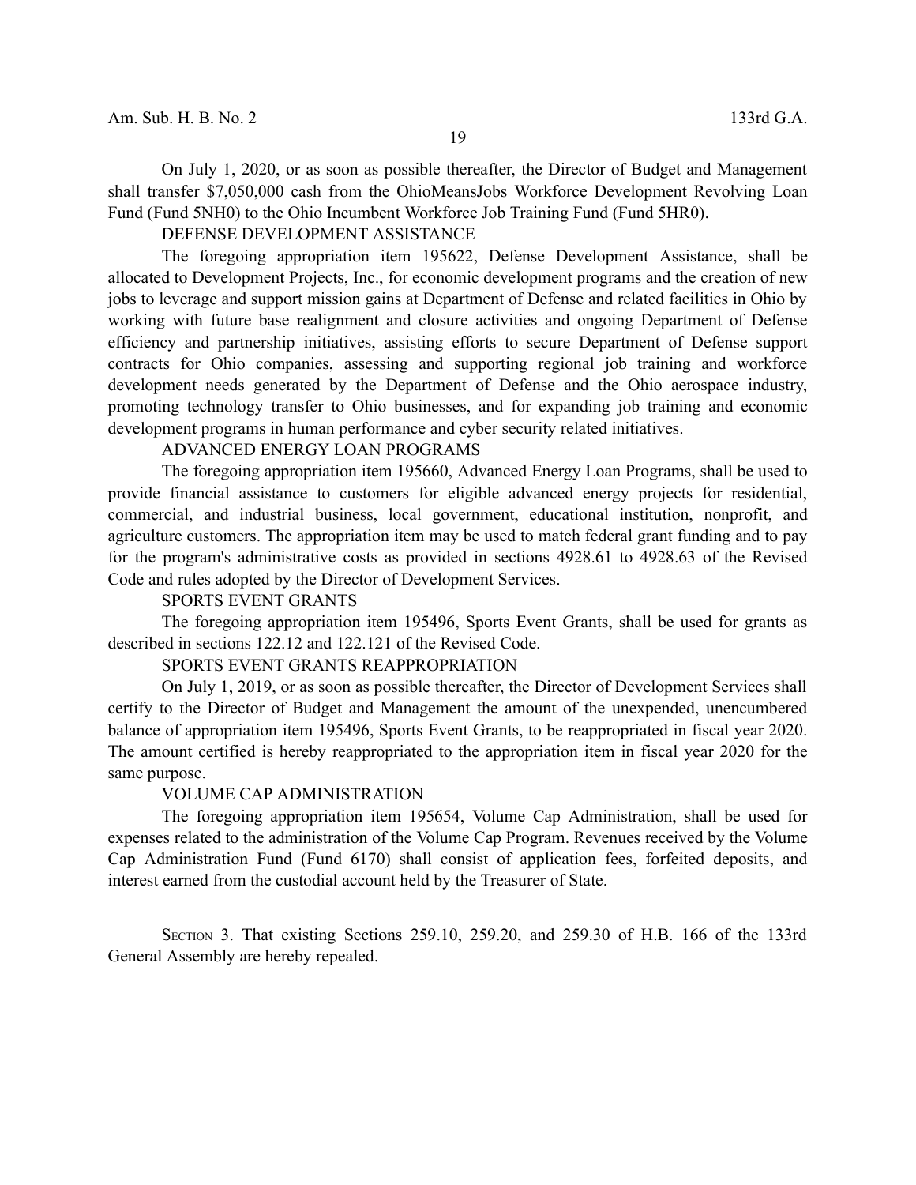On July 1, 2020, or as soon as possible thereafter, the Director of Budget and Management shall transfer $7,050,000 cash from the OhioMeansJobs Workforce Development Revolving Loan Fund (Fund 5NH0) to the Ohio Incumbent Workforce Job Training Fund (Fund 5HR0).

DEFENSE DEVELOPMENT ASSISTANCE

The foregoing appropriation item 195622, Defense Development Assistance, shall be allocated to Development Projects, Inc., for economic development programs and the creation of new jobs to leverage and support mission gains at Department of Defense and related facilities in Ohio by working with future base realignment and closure activities and ongoing Department of Defense efficiency and partnership initiatives, assisting efforts to secure Department of Defense support contracts for Ohio companies, assessing and supporting regional job training and workforce development needs generated by the Department of Defense and the Ohio aerospace industry, promoting technology transfer to Ohio businesses, and for expanding job training and economic development programs in human performance and cyber security related initiatives.

ADVANCED ENERGY LOAN PROGRAMS

The foregoing appropriation item 195660, Advanced Energy Loan Programs, shall be used to provide financial assistance to customers for eligible advanced energy projects for residential, commercial, and industrial business, local government, educational institution, nonprofit, and agriculture customers. The appropriation item may be used to match federal grant funding and to pay for the program's administrative costs as provided in sections 4928.61 to 4928.63 of the Revised Code and rules adopted by the Director of Development Services.

SPORTS EVENT GRANTS

The foregoing appropriation item 195496, Sports Event Grants, shall be used for grants as described in sections 122.12 and 122.121 of the Revised Code.

SPORTS EVENT GRANTS REAPPROPRIATION

On July 1, 2019, or as soon as possible thereafter, the Director of Development Services shall certify to the Director of Budget and Management the amount of the unexpended, unencumbered balance of appropriation item 195496, Sports Event Grants, to be reappropriated in fiscal year 2020. The amount certified is hereby reappropriated to the appropriation item in fiscal year 2020 for the same purpose.

VOLUME CAP ADMINISTRATION

The foregoing appropriation item 195654, Volume Cap Administration, shall be used for expenses related to the administration of the Volume Cap Program. Revenues received by the Volume Cap Administration Fund (Fund 6170) shall consist of application fees, forfeited deposits, and interest earned from the custodial account held by the Treasurer of State.

SECTION 3. That existing Sections 259.10, 259.20, and 259.30 of H.B. 166 of the 133rd General Assembly are hereby repealed.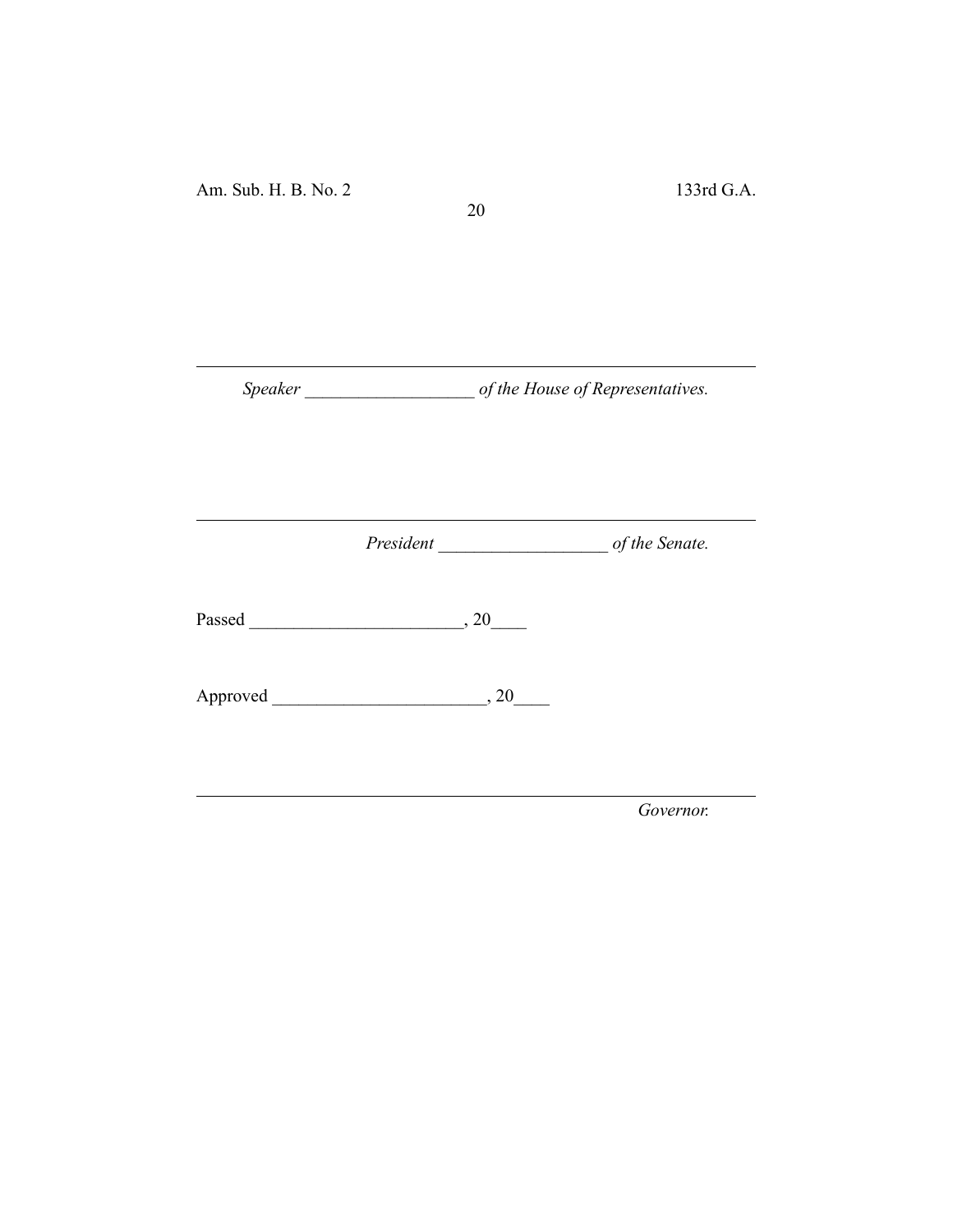---

*Speaker ___________________ of the House of Representatives.*

---

*President ___________________ of the Senate.*

Passed ________________________, 20____

Approved ________________________, 20____

---

*Governor.*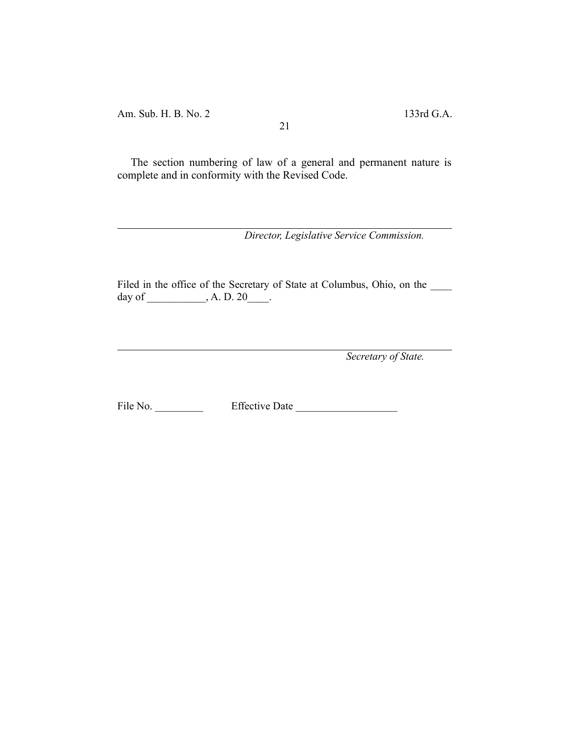The section numbering of law of a general and permanent nature is complete and in conformity with the Revised Code.

\_\_\_\_\_\_\_\_\_\_\_\_\_\_\_\_\_\_\_\_\_\_\_\_\_\_\_\_\_\_\_\_\_\_\_\_\_\_\_\_

*Director, Legislative Service Commission.*

Filed in the office of the Secretary of State at Columbus, Ohio, on the \_\_\_\_ day of \_\_\_\_\_\_\_\_\_\_\_, A. D. 20\_\_\_\_.

\_\_\_\_\_\_\_\_\_\_\_\_\_\_\_\_\_\_\_\_\_\_\_\_\_\_\_\_\_\_\_\_\_\_\_\_\_\_\_\_

*Secretary of State.*

File No. \_\_\_\_\_\_\_\_\_ Effective Date \_\_\_\_\_\_\_\_\_\_\_\_\_\_\_\_\_\_\_